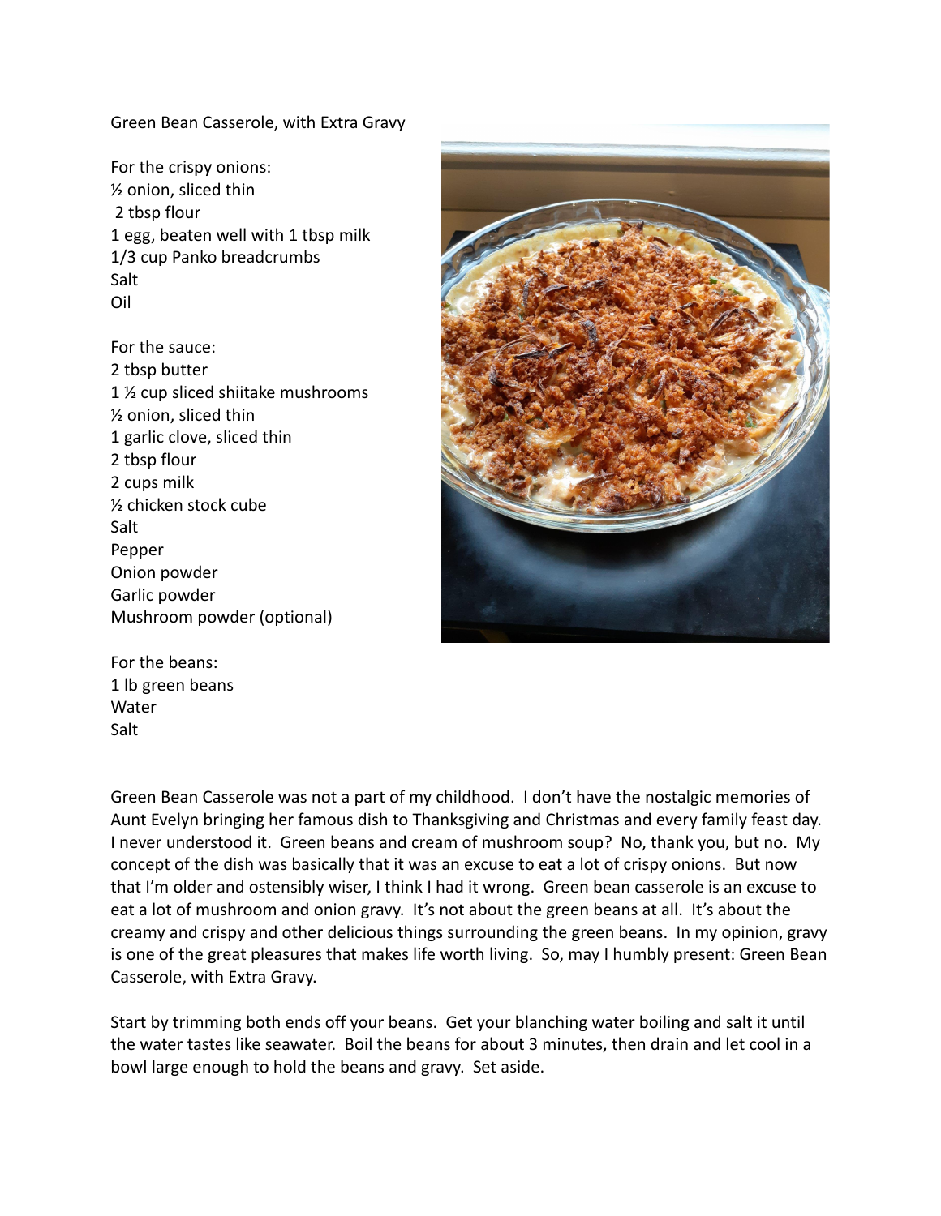# Green Bean Casserole, with Extra Gravy

For the crispy onions:
½ onion, sliced thin
2 tbsp flour
1 egg, beaten well with 1 tbsp milk
1/3 cup Panko breadcrumbs
Salt
Oil

For the sauce:
2 tbsp butter
1 ½ cup sliced shiitake mushrooms
½ onion, sliced thin
1 garlic clove, sliced thin
2 tbsp flour
2 cups milk
½ chicken stock cube
Salt
Pepper
Onion powder
Garlic powder
Mushroom powder (optional)

For the beans:
1 lb green beans
Water
Salt

Green Bean Casserole was not a part of my childhood. I don't have the nostalgic memories of Aunt Evelyn bringing her famous dish to Thanksgiving and Christmas and every family feast day. I never understood it. Green beans and cream of mushroom soup? No, thank you, but no. My concept of the dish was basically that it was an excuse to eat a lot of crispy onions. But now that I'm older and ostensibly wiser, I think I had it wrong. Green bean casserole is an excuse to eat a lot of mushroom and onion gravy. It's not about the green beans at all. It's about the creamy and crispy and other delicious things surrounding the green beans. In my opinion, gravy is one of the great pleasures that makes life worth living. So, may I humbly present: Green Bean Casserole, with Extra Gravy.

Start by trimming both ends off your beans. Get your blanching water boiling and salt it until the water tastes like seawater. Boil the beans for about 3 minutes, then drain and let cool in a bowl large enough to hold the beans and gravy. Set aside.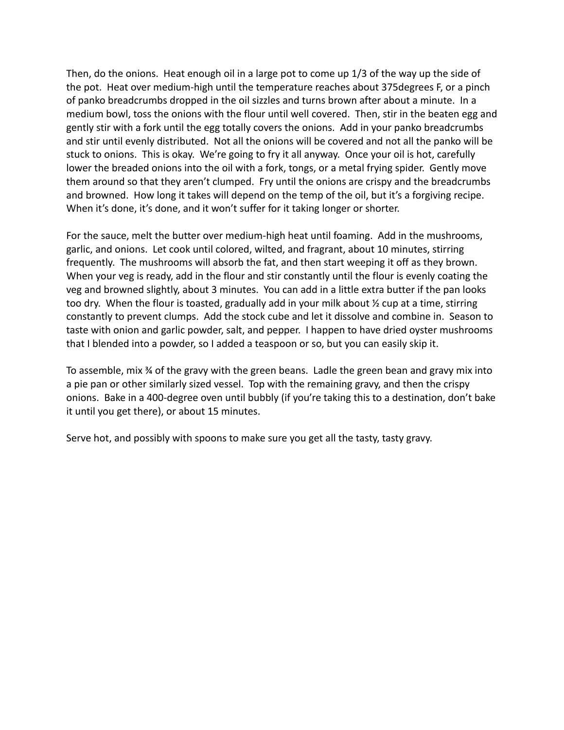Then, do the onions. Heat enough oil in a large pot to come up 1/3 of the way up the side of the pot. Heat over medium-high until the temperature reaches about 375degrees F, or a pinch of panko breadcrumbs dropped in the oil sizzles and turns brown after about a minute. In a medium bowl, toss the onions with the flour until well covered. Then, stir in the beaten egg and gently stir with a fork until the egg totally covers the onions. Add in your panko breadcrumbs and stir until evenly distributed. Not all the onions will be covered and not all the panko will be stuck to onions. This is okay. We're going to fry it all anyway. Once your oil is hot, carefully lower the breaded onions into the oil with a fork, tongs, or a metal frying spider. Gently move them around so that they aren't clumped. Fry until the onions are crispy and the breadcrumbs and browned. How long it takes will depend on the temp of the oil, but it's a forgiving recipe. When it's done, it's done, and it won't suffer for it taking longer or shorter.

For the sauce, melt the butter over medium-high heat until foaming. Add in the mushrooms, garlic, and onions. Let cook until colored, wilted, and fragrant, about 10 minutes, stirring frequently. The mushrooms will absorb the fat, and then start weeping it off as they brown. When your veg is ready, add in the flour and stir constantly until the flour is evenly coating the veg and browned slightly, about 3 minutes. You can add in a little extra butter if the pan looks too dry. When the flour is toasted, gradually add in your milk about ½ cup at a time, stirring constantly to prevent clumps. Add the stock cube and let it dissolve and combine in. Season to taste with onion and garlic powder, salt, and pepper. I happen to have dried oyster mushrooms that I blended into a powder, so I added a teaspoon or so, but you can easily skip it.

To assemble, mix ¾ of the gravy with the green beans. Ladle the green bean and gravy mix into a pie pan or other similarly sized vessel. Top with the remaining gravy, and then the crispy onions. Bake in a 400-degree oven until bubbly (if you're taking this to a destination, don't bake it until you get there), or about 15 minutes.

Serve hot, and possibly with spoons to make sure you get all the tasty, tasty gravy.